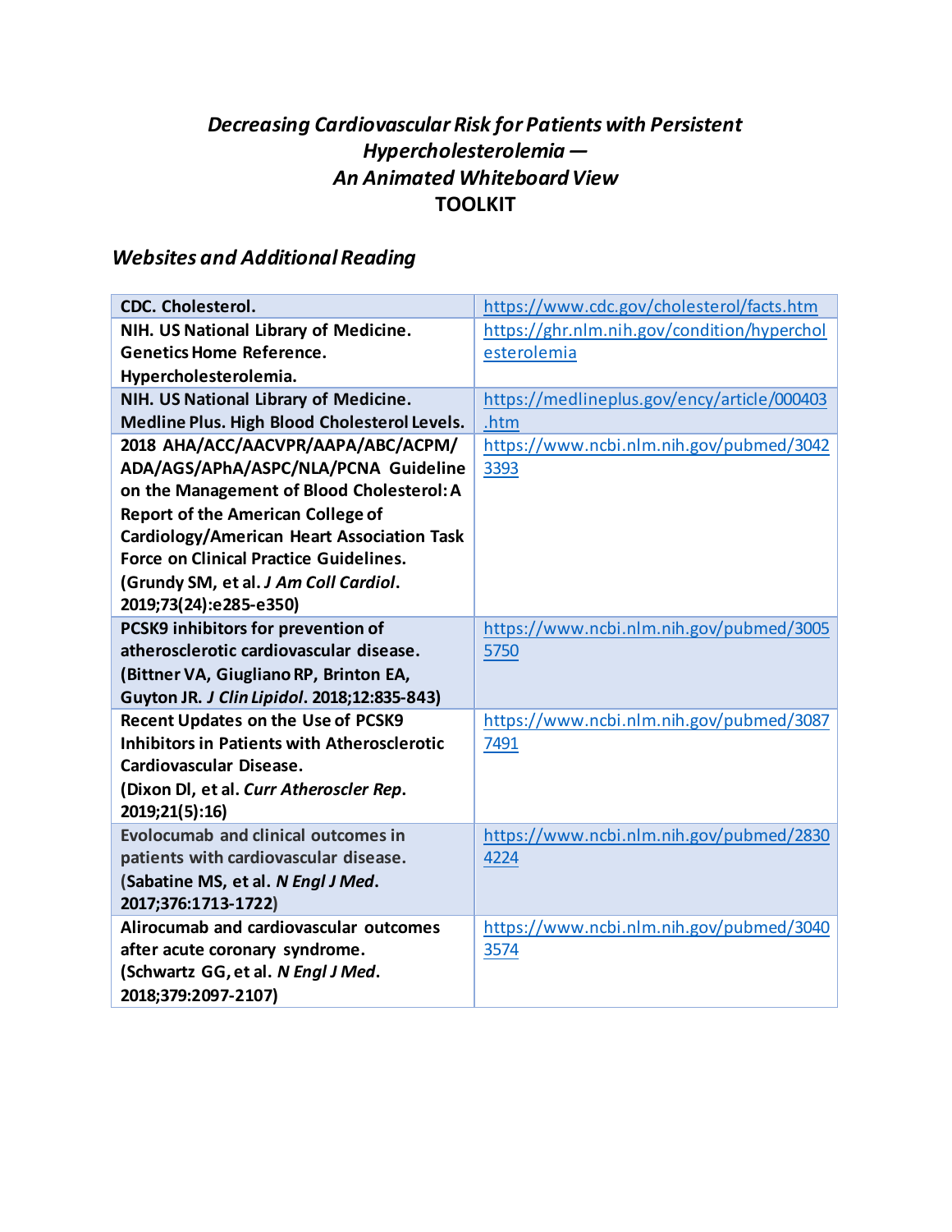# *Decreasing Cardiovascular Risk for Patients with Persistent Hypercholesterolemia — An Animated Whiteboard View*
# TOOLKIT

## *Websites and Additional Reading*

| | |
|---|---|
| **CDC. Cholesterol.** | https://www.cdc.gov/cholesterol/facts.htm |
| **NIH. US National Library of Medicine. Genetics Home Reference. Hypercholesterolemia.** | https://ghr.nlm.nih.gov/condition/hypercholesterolemia |
| **NIH. US National Library of Medicine. Medline Plus. High Blood Cholesterol Levels.** | https://medlineplus.gov/ency/article/000403.htm |
| **2018 AHA/ACC/AACVPR/AAPA/ABC/ACPM/ ADA/AGS/APhA/ASPC/NLA/PCNA Guideline on the Management of Blood Cholesterol: A Report of the American College of Cardiology/American Heart Association Task Force on Clinical Practice Guidelines. (Grundy SM, et al. *J Am Coll Cardiol*. 2019;73(24):e285-e350)** | https://www.ncbi.nlm.nih.gov/pubmed/30423393 |
| **PCSK9 inhibitors for prevention of atherosclerotic cardiovascular disease. (Bittner VA, Giugliano RP, Brinton EA, Guyton JR. *J Clin Lipidol*. 2018;12:835-843)** | https://www.ncbi.nlm.nih.gov/pubmed/30055750 |
| **Recent Updates on the Use of PCSK9 Inhibitors in Patients with Atherosclerotic Cardiovascular Disease. (Dixon DI, et al. *Curr Atheroscler Rep*. 2019;21(5):16)** | https://www.ncbi.nlm.nih.gov/pubmed/30877491 |
| **Evolocumab and clinical outcomes in patients with cardiovascular disease. (Sabatine MS, et al. *N Engl J Med*. 2017;376:1713-1722)** | https://www.ncbi.nlm.nih.gov/pubmed/28304224 |
| **Alirocumab and cardiovascular outcomes after acute coronary syndrome. (Schwartz GG, et al. *N Engl J Med*. 2018;379:2097-2107)** | https://www.ncbi.nlm.nih.gov/pubmed/30403574 |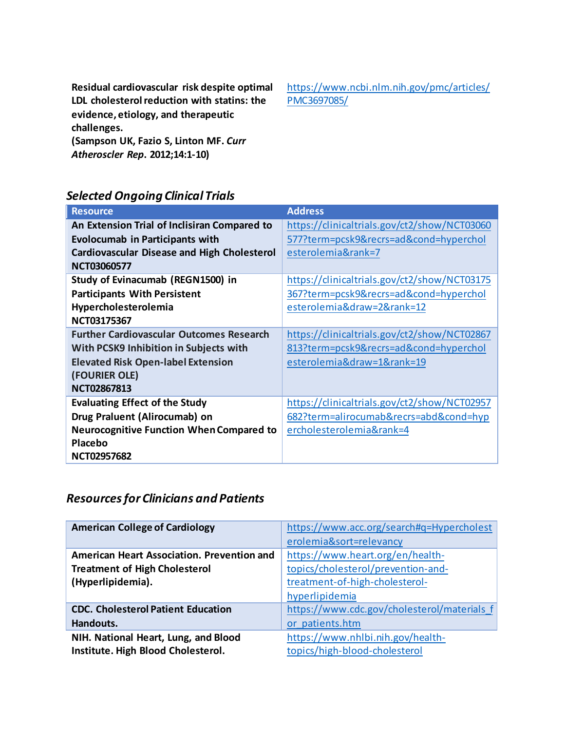| | |
|---|---|
| **Residual cardiovascular risk despite optimal LDL cholesterol reduction with statins: the evidence, etiology, and therapeutic challenges.** **(Sampson UK, Fazio S, Linton MF. *Curr Atheroscler Rep*. 2012;14:1-10)** | https://www.ncbi.nlm.nih.gov/pmc/articles/PMC3697085/ |

## *Selected Ongoing Clinical Trials*

| Resource | Address |
|---|---|
| **An Extension Trial of Inclisiran Compared to Evolocumab in Participants with Cardiovascular Disease and High Cholesterol NCT03060577** | https://clinicaltrials.gov/ct2/show/NCT03060577?term=pcsk9&recrs=ad&cond=hypercholesterolemia&rank=7 |
| **Study of Evinacumab (REGN1500) in Participants With Persistent Hypercholesterolemia NCT03175367** | https://clinicaltrials.gov/ct2/show/NCT03175367?term=pcsk9&recrs=ad&cond=hypercholesterolemia&draw=2&rank=12 |
| **Further Cardiovascular Outcomes Research With PCSK9 Inhibition in Subjects with Elevated Risk Open-label Extension (FOURIER OLE) NCT02867813** | https://clinicaltrials.gov/ct2/show/NCT02867813?term=pcsk9&recrs=ad&cond=hypercholesterolemia&draw=1&rank=19 |
| **Evaluating Effect of the Study Drug Praluent (Alirocumab) on Neurocognitive Function When Compared to Placebo NCT02957682** | https://clinicaltrials.gov/ct2/show/NCT02957682?term=alirocumab&recrs=abd&cond=hypercholesterolemia&rank=4 |

## *Resources for Clinicians and Patients*

| | |
|---|---|
| **American College of Cardiology** | https://www.acc.org/search#q=Hypercholesterolemia&sort=relevancy |
| **American Heart Association. Prevention and Treatment of High Cholesterol (Hyperlipidemia).** | https://www.heart.org/en/health-topics/cholesterol/prevention-and-treatment-of-high-cholesterol-hyperlipidemia |
| **CDC. Cholesterol Patient Education Handouts.** | https://www.cdc.gov/cholesterol/materials_for_patients.htm |
| **NIH. National Heart, Lung, and Blood Institute. High Blood Cholesterol.** | https://www.nhlbi.nih.gov/health-topics/high-blood-cholesterol |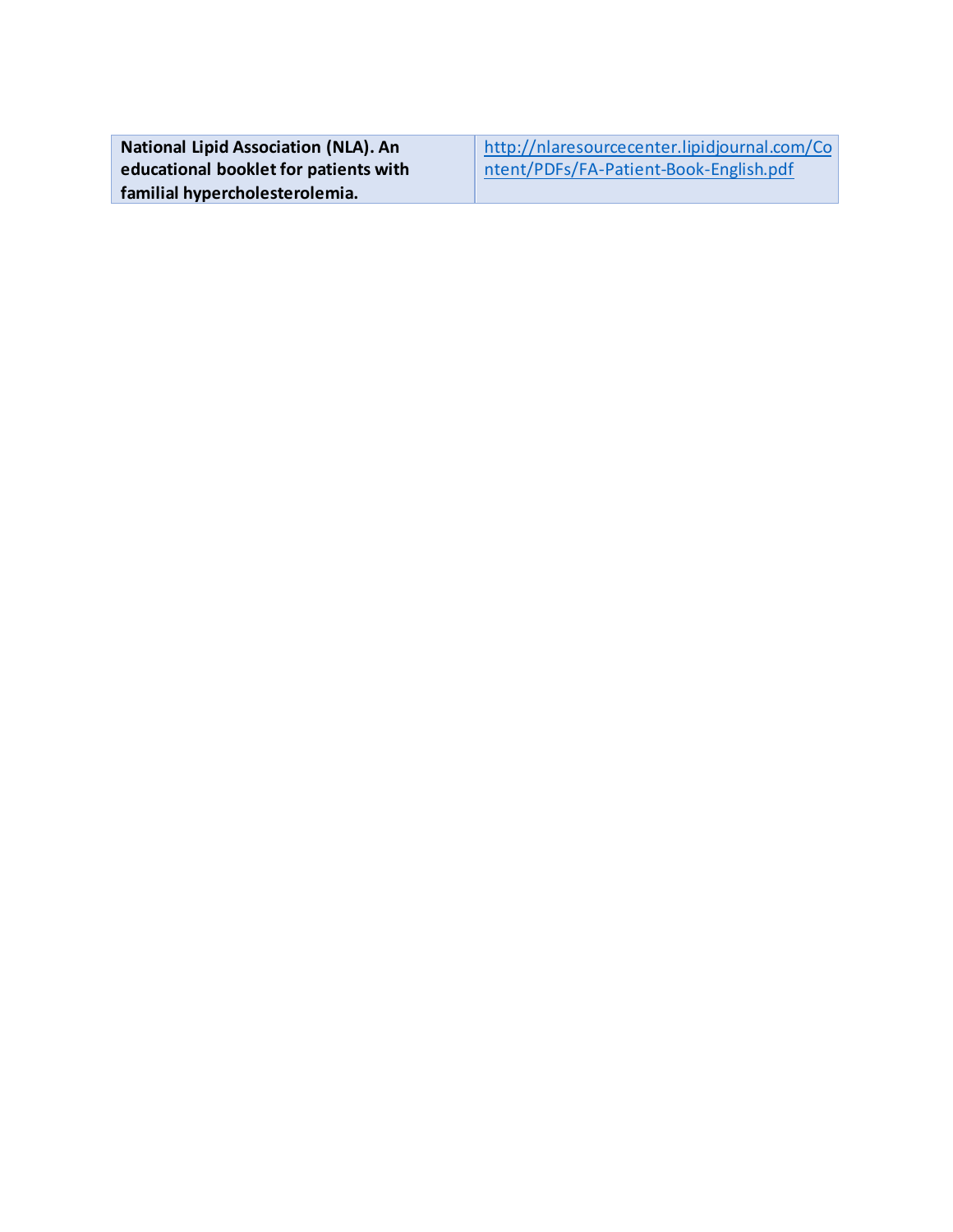| | |
|---|---|
| **National Lipid Association (NLA). An educational booklet for patients with familial hypercholesterolemia.** | http://nlaresourcecenter.lipidjournal.com/Content/PDFs/FA-Patient-Book-English.pdf |